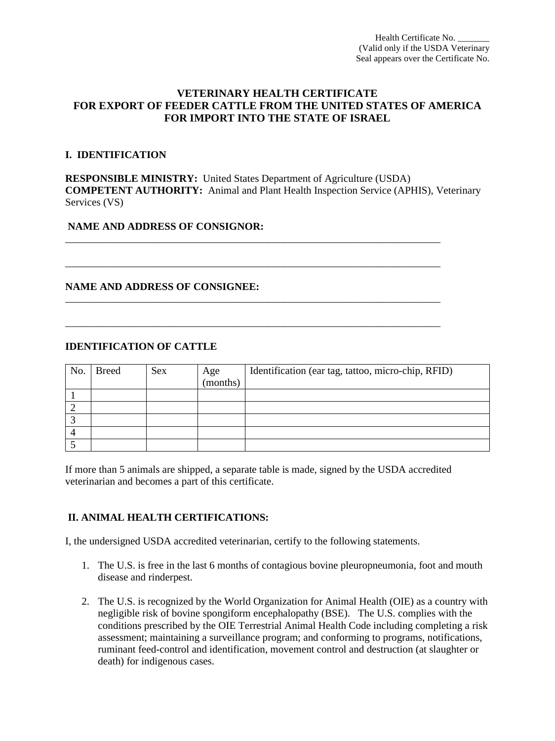Health Certificate No. _______
(Valid only if the USDA Veterinary
Seal appears over the Certificate No.

# VETERINARY HEALTH CERTIFICATE
# FOR EXPORT OF FEEDER CATTLE FROM THE UNITED STATES OF AMERICA
# FOR IMPORT INTO THE STATE OF ISRAEL

## I. IDENTIFICATION

**RESPONSIBLE MINISTRY:** United States Department of Agriculture (USDA)
**COMPETENT AUTHORITY:** Animal and Plant Health Inspection Service (APHIS), Veterinary Services (VS)

**NAME AND ADDRESS OF CONSIGNOR:**
___________________________________________________________________________

___________________________________________________________________________

**NAME AND ADDRESS OF CONSIGNEE:**
___________________________________________________________________________

___________________________________________________________________________

**IDENTIFICATION OF CATTLE**

| No. | Breed | Sex | Age (months) | Identification (ear tag, tattoo, micro-chip, RFID) |
|---|---|---|---|---|
| 1 | | | | |
| 2 | | | | |
| 3 | | | | |
| 4 | | | | |
| 5 | | | | |

If more than 5 animals are shipped, a separate table is made, signed by the USDA accredited veterinarian and becomes a part of this certificate.

## II. ANIMAL HEALTH CERTIFICATIONS:

I, the undersigned USDA accredited veterinarian, certify to the following statements.

1. The U.S. is free in the last 6 months of contagious bovine pleuropneumonia, foot and mouth disease and rinderpest.

2. The U.S. is recognized by the World Organization for Animal Health (OIE) as a country with negligible risk of bovine spongiform encephalopathy (BSE). The U.S. complies with the conditions prescribed by the OIE Terrestrial Animal Health Code including completing a risk assessment; maintaining a surveillance program; and conforming to programs, notifications, ruminant feed-control and identification, movement control and destruction (at slaughter or death) for indigenous cases.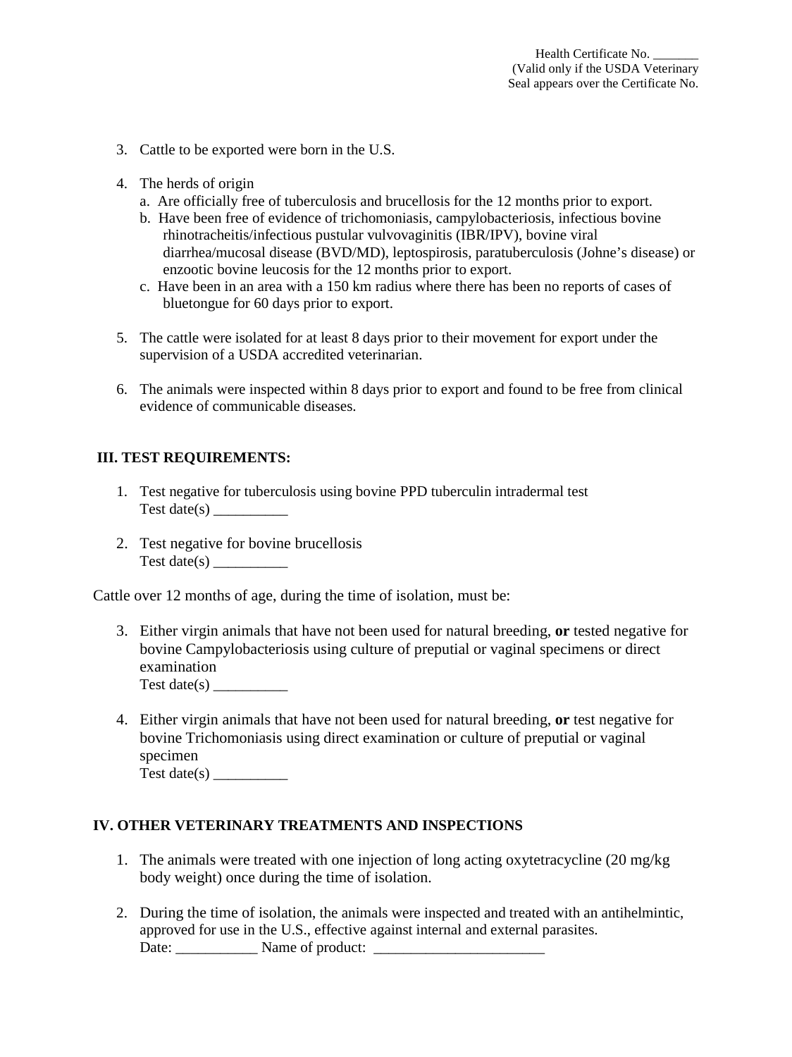Health Certificate No. _______
(Valid only if the USDA Veterinary Seal appears over the Certificate No.

3. Cattle to be exported were born in the U.S.

4. The herds of origin
   a. Are officially free of tuberculosis and brucellosis for the 12 months prior to export.
   b. Have been free of evidence of trichomoniasis, campylobacteriosis, infectious bovine rhinotracheitis/infectious pustular vulvovaginitis (IBR/IPV), bovine viral diarrhea/mucosal disease (BVD/MD), leptospirosis, paratuberculosis (Johne's disease) or enzootic bovine leucosis for the 12 months prior to export.
   c. Have been in an area with a 150 km radius where there has been no reports of cases of bluetongue for 60 days prior to export.

5. The cattle were isolated for at least 8 days prior to their movement for export under the supervision of a USDA accredited veterinarian.

6. The animals were inspected within 8 days prior to export and found to be free from clinical evidence of communicable diseases.

## III. TEST REQUIREMENTS:

1. Test negative for tuberculosis using bovine PPD tuberculin intradermal test
   Test date(s) __________

2. Test negative for bovine brucellosis
   Test date(s) __________

Cattle over 12 months of age, during the time of isolation, must be:

3. Either virgin animals that have not been used for natural breeding, **or** tested negative for bovine Campylobacteriosis using culture of preputial or vaginal specimens or direct examination
   Test date(s) __________

4. Either virgin animals that have not been used for natural breeding, **or** test negative for bovine Trichomoniasis using direct examination or culture of preputial or vaginal specimen
   Test date(s) __________

## IV. OTHER VETERINARY TREATMENTS AND INSPECTIONS

1. The animals were treated with one injection of long acting oxytetracycline (20 mg/kg body weight) once during the time of isolation.

2. During the time of isolation, the animals were inspected and treated with an antihelmintic, approved for use in the U.S., effective against internal and external parasites.
   Date: ___________ Name of product: _______________________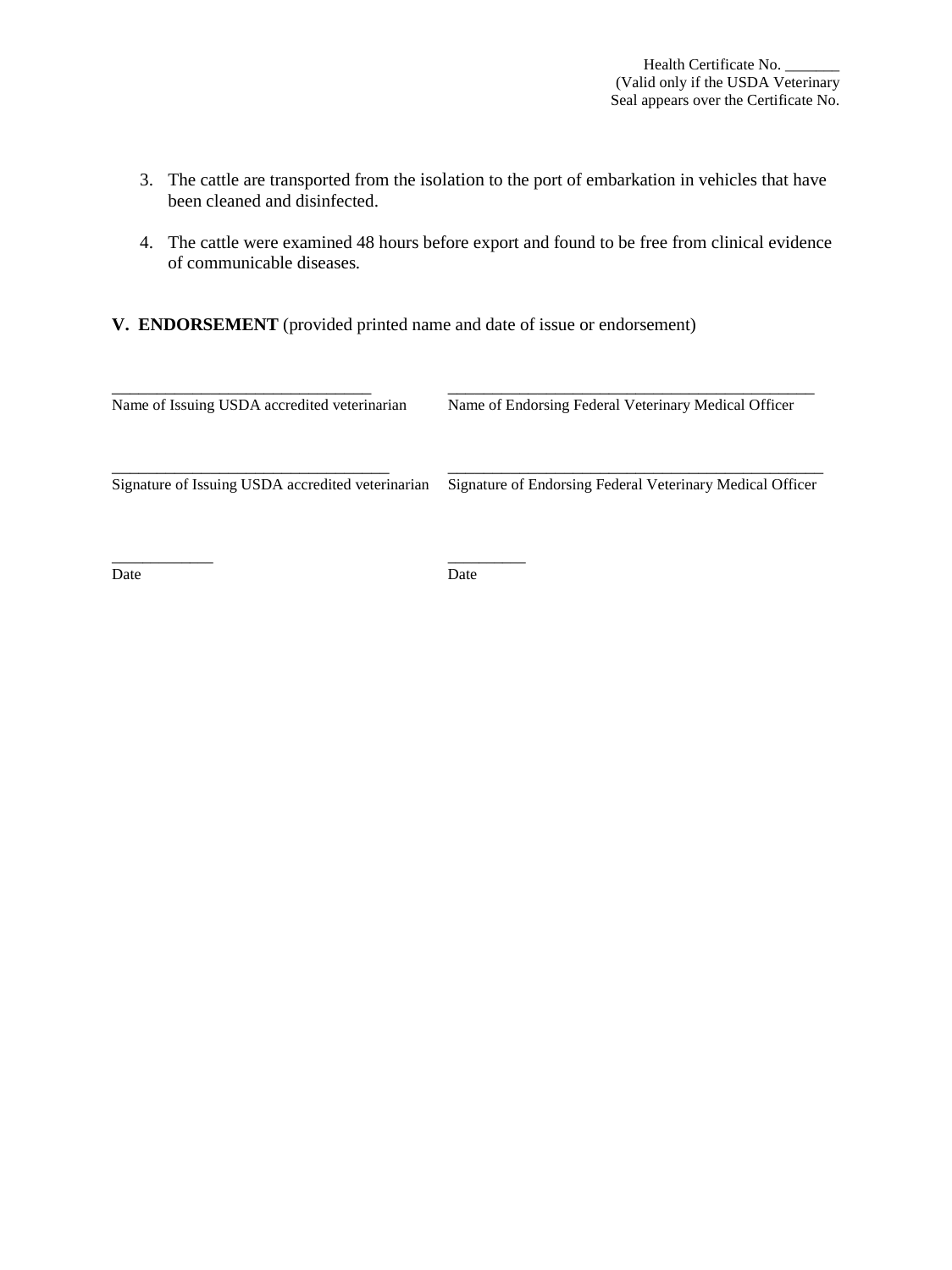Health Certificate No. _______
(Valid only if the USDA Veterinary
Seal appears over the Certificate No.

3. The cattle are transported from the isolation to the port of embarkation in vehicles that have been cleaned and disinfected.

4. The cattle were examined 48 hours before export and found to be free from clinical evidence of communicable diseases.

**V. ENDORSEMENT** (provided printed name and date of issue or endorsement)

| | |
|---|---|
| _______________________________ | _____________________________________________ |
| Name of Issuing USDA accredited veterinarian | Name of Endorsing Federal Veterinary Medical Officer |
| _________________________________ | ______________________________________________ |
| Signature of Issuing USDA accredited veterinarian | Signature of Endorsing Federal Veterinary Medical Officer |
| ____________ | _________ |
| Date | Date |